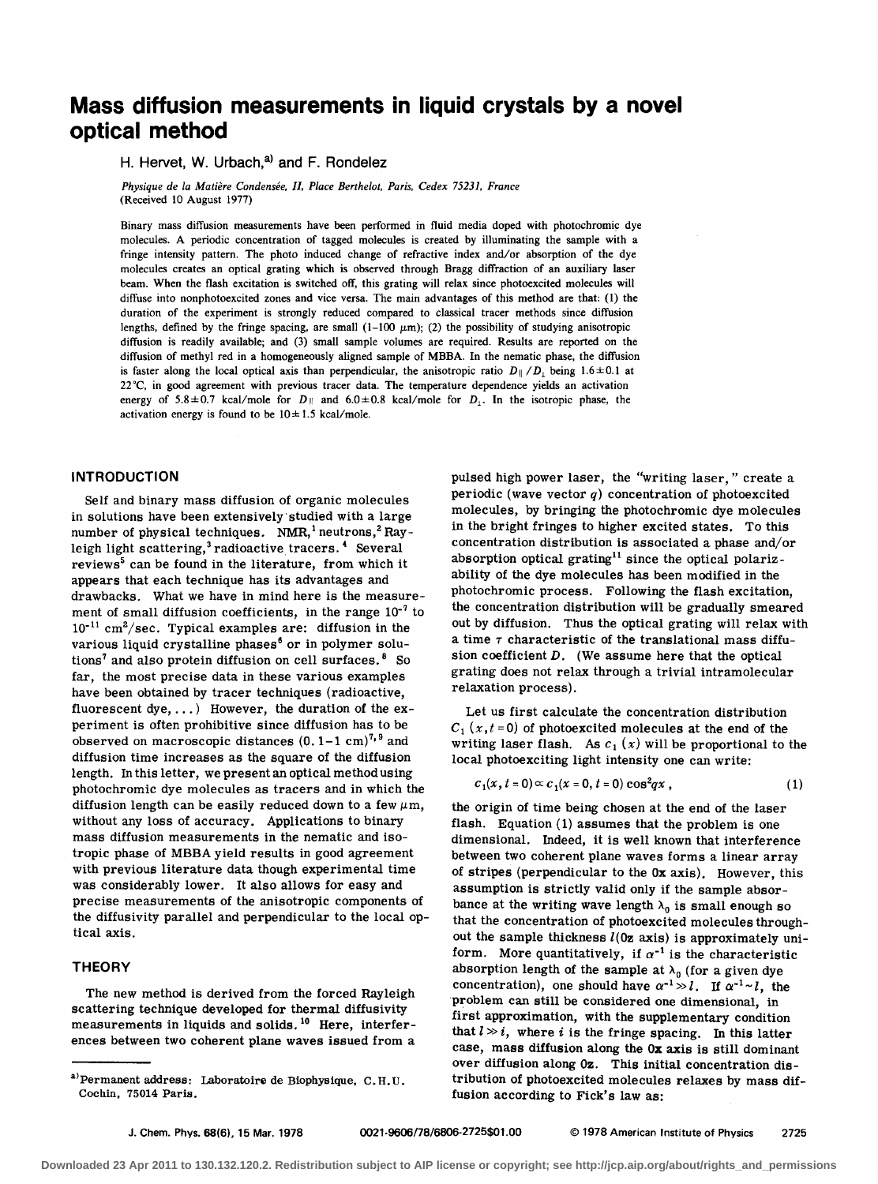# Mass diffusion measurements in liquid crystals by a novel optical method

H. Hervet, W. Urbach,[a] and F. Rondelez

*Physique de la Matière Condensée, II, Place Berthelot, Paris, Cedex 75231, France*
(Received 10 August 1977)

Binary mass diffusion measurements have been performed in fluid media doped with photochromic dye molecules. A periodic concentration of tagged molecules is created by illuminating the sample with a fringe intensity pattern. The photo induced change of refractive index and/or absorption of the dye molecules creates an optical grating which is observed through Bragg diffraction of an auxiliary laser beam. When the flash excitation is switched off, this grating will relax since photoexcited molecules will diffuse into nonphotoexcited zones and vice versa. The main advantages of this method are that: (1) the duration of the experiment is strongly reduced compared to classical tracer methods since diffusion lengths, defined by the fringe spacing, are small (1–100 $\mu$m); (2) the possibility of studying anisotropic diffusion is readily available; and (3) small sample volumes are required. Results are reported on the diffusion of methyl red in a homogeneously aligned sample of MBBA. In the nematic phase, the diffusion is faster along the local optical axis than perpendicular, the anisotropic ratio $D_\parallel/D_\perp$ being $1.6\pm0.1$ at 22 °C, in good agreement with previous tracer data. The temperature dependence yields an activation energy of $5.8\pm0.7$ kcal/mole for $D_\parallel$ and $6.0\pm0.8$ kcal/mole for $D_\perp$. In the isotropic phase, the activation energy is found to be $10\pm1.5$ kcal/mole.

## INTRODUCTION

Self and binary mass diffusion of organic molecules in solutions have been extensively studied with a large number of physical techniques. NMR,[1] neutrons,[2] Rayleigh light scattering,[3] radioactive tracers.[4] Several reviews[5] can be found in the literature, from which it appears that each technique has its advantages and drawbacks. What we have in mind here is the measurement of small diffusion coefficients, in the range $10^{-7}$ to $10^{-11}$ cm$^2$/sec. Typical examples are: diffusion in the various liquid crystalline phases[6] or in polymer solutions[7] and also protein diffusion on cell surfaces.[8] So far, the most precise data in these various examples have been obtained by tracer techniques (radioactive, fluorescent dye, ...) However, the duration of the experiment is often prohibitive since diffusion has to be observed on macroscopic distances (0.1–1 cm)[7,9] and diffusion time increases as the square of the diffusion length. In this letter, we present an optical method using photochromic dye molecules as tracers and in which the diffusion length can be easily reduced down to a few $\mu$m, without any loss of accuracy. Applications to binary mass diffusion measurements in the nematic and isotropic phase of MBBA yield results in good agreement with previous literature data though experimental time was considerably lower. It also allows for easy and precise measurements of the anisotropic components of the diffusivity parallel and perpendicular to the local optical axis.

## THEORY

The new method is derived from the forced Rayleigh scattering technique developed for thermal diffusivity measurements in liquids and solids.[10] Here, interferences between two coherent plane waves issued from a pulsed high power laser, the "writing laser," create a periodic (wave vector $q$) concentration of photoexcited molecules, by bringing the photochromic dye molecules in the bright fringes to higher excited states. To this concentration distribution is associated a phase and/or absorption optical grating[11] since the optical polarizability of the dye molecules has been modified in the photochromic process. Following the flash excitation, the concentration distribution will be gradually smeared out by diffusion. Thus the optical grating will relax with a time $\tau$ characteristic of the translational mass diffusion coefficient $D$. (We assume here that the optical grating does not relax through a trivial intramolecular relaxation process).

Let us first calculate the concentration distribution $C_1(x, t=0)$ of photoexcited molecules at the end of the writing laser flash. As $c_1(x)$ will be proportional to the local photoexciting light intensity one can write:

$$c_1(x, t=0) \propto c_1(x=0, t=0)\cos^2 qx\,, \tag{1}$$

the origin of time being chosen at the end of the laser flash. Equation (1) assumes that the problem is one dimensional. Indeed, it is well known that interference between two coherent plane waves forms a linear array of stripes (perpendicular to the 0x axis). However, this assumption is strictly valid only if the sample absorbance at the writing wave length $\lambda_0$ is small enough so that the concentration of photoexcited molecules throughout the sample thickness $l$(0z axis) is approximately uniform. More quantitatively, if $\alpha^{-1}$ is the characteristic absorption length of the sample at $\lambda_0$ (for a given dye concentration), one should have $\alpha^{-1}\gg l$. If $\alpha^{-1}\sim l$, the problem can still be considered one dimensional, in first approximation, with the supplementary condition that $l\gg i$, where $i$ is the fringe spacing. In this latter case, mass diffusion along the 0x axis is still dominant over diffusion along 0z. This initial concentration distribution of photoexcited molecules relaxes by mass diffusion according to Fick's law as:

---

[a] Permanent address: Laboratoire de Biophysique, C.H.U. Cochin, 75014 Paris.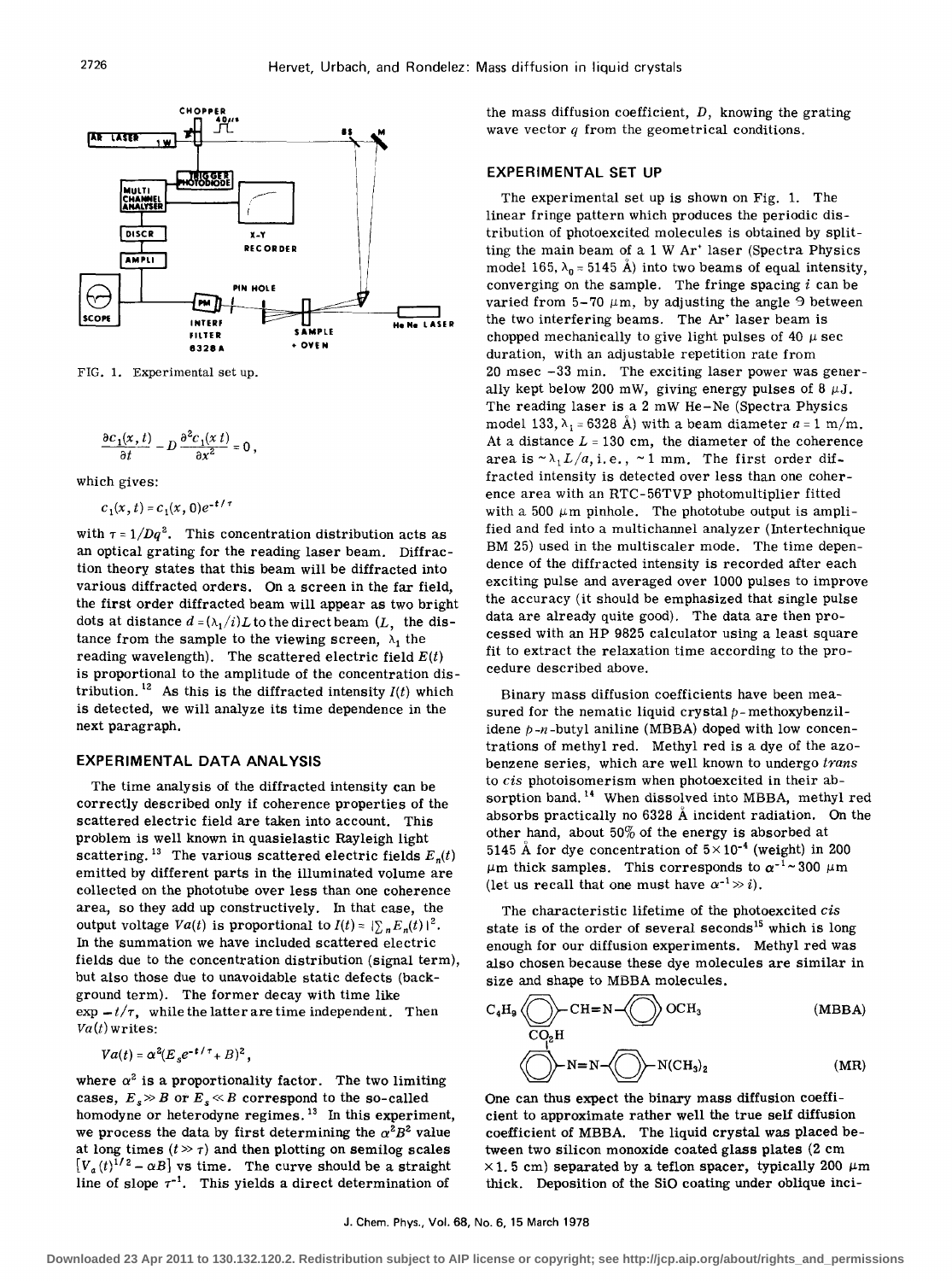FIG. 1. Experimental set up.

$$\frac{\partial c_1(x,t)}{\partial t} - D\frac{\partial^2 c_1(x\ t)}{\partial x^2} = 0\ ,$$

which gives:

$$c_1(x,t) = c_1(x,0)e^{-t/\tau}$$

with $\tau = 1/Dq^2$. This concentration distribution acts as an optical grating for the reading laser beam. Diffraction theory states that this beam will be diffracted into various diffracted orders. On a screen in the far field, the first order diffracted beam will appear as two bright dots at distance $d = (\lambda_1/i)L$ to the direct beam ($L$, the distance from the sample to the viewing screen, $\lambda_1$ the reading wavelength). The scattered electric field $E(t)$ is proportional to the amplitude of the concentration distribution.[12] As this is the diffracted intensity $I(t)$ which is detected, we will analyze its time dependence in the next paragraph.

## EXPERIMENTAL DATA ANALYSIS

The time analysis of the diffracted intensity can be correctly described only if coherence properties of the scattered electric field are taken into account. This problem is well known in quasielastic Rayleigh light scattering.[13] The various scattered electric fields $E_n(t)$ emitted by different parts in the illuminated volume are collected on the phototube over less than one coherence area, so they add up constructively. In that case, the output voltage $Va(t)$ is proportional to $I(t) = |\sum_n E_n(t)|^2$. In the summation we have included scattered electric fields due to the concentration distribution (signal term), but also those due to unavoidable static defects (background term). The former decay with time like $\exp -t/\tau$, while the latter are time independent. Then $Va(t)$ writes:

$$Va(t) = \alpha^2(E_s e^{-t/\tau} + B)^2\ ,$$

where $\alpha^2$ is a proportionality factor. The two limiting cases, $E_s \gg B$ or $E_s \ll B$ correspond to the so-called homodyne or heterodyne regimes.[13] In this experiment, we process the data by first determining the $\alpha^2B^2$ value at long times ($t \gg \tau$) and then plotting on semilog scales $[V_a(t)^{1/2} - \alpha B]$ vs time. The curve should be a straight line of slope $\tau^{-1}$. This yields a direct determination of the mass diffusion coefficient, $D$, knowing the grating wave vector $q$ from the geometrical conditions.

## EXPERIMENTAL SET UP

The experimental set up is shown on Fig. 1. The linear fringe pattern which produces the periodic distribution of photoexcited molecules is obtained by splitting the main beam of a 1 W $Ar^+$ laser (Spectra Physics model 165, $\lambda_0 = 5145$ Å) into two beams of equal intensity, converging on the sample. The fringe spacing $i$ can be varied from 5–70 $\mu$m, by adjusting the angle $\Theta$ between the two interfering beams. The $Ar^+$ laser beam is chopped mechanically to give light pulses of 40 $\mu$sec duration, with an adjustable repetition rate from 20 msec –33 min. The exciting laser power was generally kept below 200 mW, giving energy pulses of 8 $\mu$J. The reading laser is a 2 mW He–Ne (Spectra Physics model 133, $\lambda_1 = 6328$ Å) with a beam diameter $a = 1$ m/m. At a distance $L = 130$ cm, the diameter of the coherence area is $\sim \lambda_1 L/a$, i.e., $\sim 1$ mm. The first order diffracted intensity is detected over less than one coherence area with an RTC-56TVP photomultiplier fitted with a 500 $\mu$m pinhole. The phototube output is amplified and fed into a multichannel analyzer (Intertechnique BM 25) used in the multiscaler mode. The time dependence of the diffracted intensity is recorded after each exciting pulse and averaged over 1000 pulses to improve the accuracy (it should be emphasized that single pulse data are already quite good). The data are then processed with an HP 9825 calculator using a least square fit to extract the relaxation time according to the procedure described above.

Binary mass diffusion coefficients have been measured for the nematic liquid crystal *p*-methoxybenzilidene *p*-*n*-butyl aniline (MBBA) doped with low concentrations of methyl red. Methyl red is a dye of the azobenzene series, which are well known to undergo *trans* to *cis* photoisomerism when photoexcited in their absorption band.[14] When dissolved into MBBA, methyl red absorbs practically no 6328 Å incident radiation. On the other hand, about 50% of the energy is absorbed at 5145 Å for dye concentration of $5 \times 10^{-4}$ (weight) in 200 $\mu$m thick samples. This corresponds to $\alpha^{-1} \sim 300$ $\mu$m (let us recall that one must have $\alpha^{-1} \gg i$).

The characteristic lifetime of the photoexcited *cis* state is of the order of several seconds[15] which is long enough for our diffusion experiments. Methyl red was also chosen because these dye molecules are similar in size and shape to MBBA molecules.

$$C_4H_9-\langle\bigcirc\rangle-CH=N-\langle\bigcirc\rangle-OCH_3 \qquad \text{(MBBA)}$$

$$\underset{CO_2H}{\langle\bigcirc\rangle}-N=N-\langle\bigcirc\rangle-N(CH_3)_2 \qquad \text{(MR)}$$

One can thus expect the binary mass diffusion coefficient to approximate rather well the true self diffusion coefficient of MBBA. The liquid crystal was placed between two silicon monoxide coated glass plates (2 cm $\times$ 1.5 cm) separated by a teflon spacer, typically 200 $\mu$m thick. Deposition of the SiO coating under oblique inci-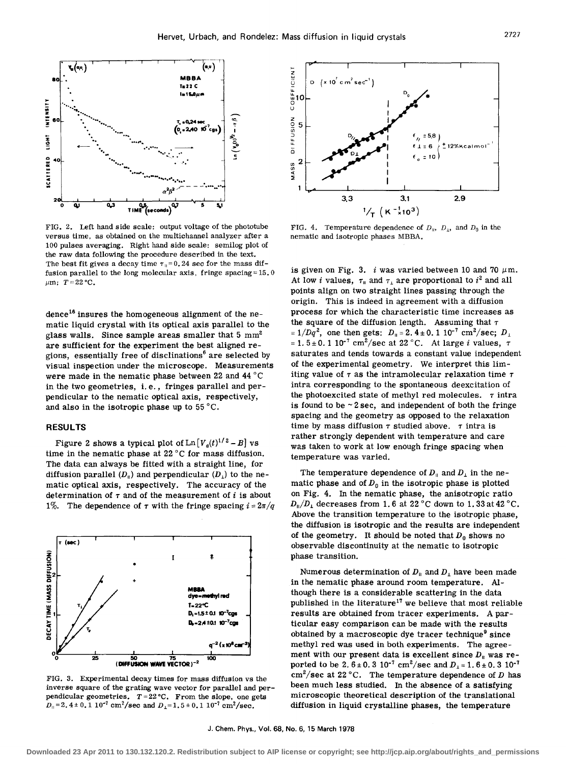FIG. 2. Left hand side scale: output voltage of the phototube versus time, as obtained on the multichannel analyzer after a 100 pulses averaging. Right hand side scale: semilog plot of the raw data following the procedure described in the text. The best fit gives a decay time $\tau_{\parallel} = 0.24$ sec for the mass diffusion parallel to the long molecular axis, fringe spacing = 15.0 $\mu$m; $T = 22\,^{\circ}$C.

dence[16] insures the homogeneous alignment of the nematic liquid crystal with its optical axis parallel to the glass walls. Since sample areas smaller that 5 mm$^2$ are sufficient for the experiment the best aligned regions, essentially free of disclinations[6] are selected by visual inspection under the microscope. Measurements were made in the nematic phase between 22 and 44 °C in the two geometries, i.e., fringes parallel and perpendicular to the nematic optical axis, respectively, and also in the isotropic phase up to 55 °C.

## RESULTS

Figure 2 shows a typical plot of $\mathrm{Ln}\,[V_a(t)^{1/2} - B]$ vs time in the nematic phase at 22 °C for mass diffusion. The data can always be fitted with a straight line, for diffusion parallel ($D_{\parallel}$) and perpendicular ($D_{\perp}$) to the nematic optical axis, respectively. The accuracy of the determination of $\tau$ and of the measurement of $i$ is about 1%. The dependence of $\tau$ with the fringe spacing $i = 2\pi/q$ is given on Fig. 3. $i$ was varied between 10 and 70 $\mu$m. At low $i$ values, $\tau_{\parallel}$ and $\tau_{\perp}$ are proportional to $i^2$ and all points align on two straight lines passing through the origin. This is indeed in agreement with a diffusion process for which the characteristic time increases as the square of the diffusion length. Assuming that $\tau = 1/Dq^2$, one then gets: $D_{\parallel} = 2.4 \pm 0.1\ 10^{-7}$ cm$^2$/sec; $D_{\perp} = 1.5 \pm 0.1\ 10^{-7}$ cm$^2$/sec at 22 °C. At large $i$ values, $\tau$ saturates and tends towards a constant value independent of the experimental geometry. We interpret this limiting value of $\tau$ as the intramolecular relaxation time $\tau$ intra corresponding to the spontaneous deexcitation of the photoexcited state of methyl red molecules. $\tau$ intra is found to be ~2 sec, and independent of both the fringe spacing and the geometry as opposed to the relaxation time by mass diffusion $\tau$ studied above. $\tau$ intra is rather strongly dependent with temperature and care was taken to work at low enough fringe spacing when temperature was varied.

FIG. 3. Experimental decay times for mass diffusion vs the inverse square of the grating wave vector for parallel and perpendicular geometries. $T = 22\,^{\circ}$C. From the slope, one gets $D_{\parallel} = 2.4 \pm 0.1\ 10^{-7}$ cm$^2$/sec and $D_{\perp} = 1.5 \pm 0.1\ 10^{-7}$ cm$^2$/sec.

FIG. 4. Temperature dependence of $D_{\parallel}$, $D_{\perp}$, and $D_0$ in the nematic and isotropic phases MBBA.

The temperature dependence of $D_{\parallel}$ and $D_{\perp}$ in the nematic phase and of $D_0$ in the isotropic phase is plotted on Fig. 4. In the nematic phase, the anisotropic ratio $D_{\parallel}/D_{\perp}$ decreases from 1.6 at 22 °C down to 1.33 at 42 °C. Above the transition temperature to the isotropic phase, the diffusion is isotropic and the results are independent of the geometry. It should be noted that $D_0$ shows no observable discontinuity at the nematic to isotropic phase transition.

Numerous determination of $D_{\parallel}$ and $D_{\perp}$ have been made in the nematic phase around room temperature. Although there is a considerable scattering in the data published in the literature[17] we believe that most reliable results are obtained from tracer experiments. A particular easy comparison can be made with the results obtained by a macroscopic dye tracer technique[9] since methyl red was used in both experiments. The agreement with our present data is excellent since $D_{\parallel}$ was reported to be $2.6 \pm 0.3\ 10^{-7}$ cm$^2$/sec and $D_{\perp} = 1.6 \pm 0.3\ 10^{-7}$ cm$^2$/sec at 22 °C. The temperature dependence of $D$ has been much less studied. In the absence of a satisfying microscopic theoretical description of the translational diffusion in liquid crystalline phases, the temperature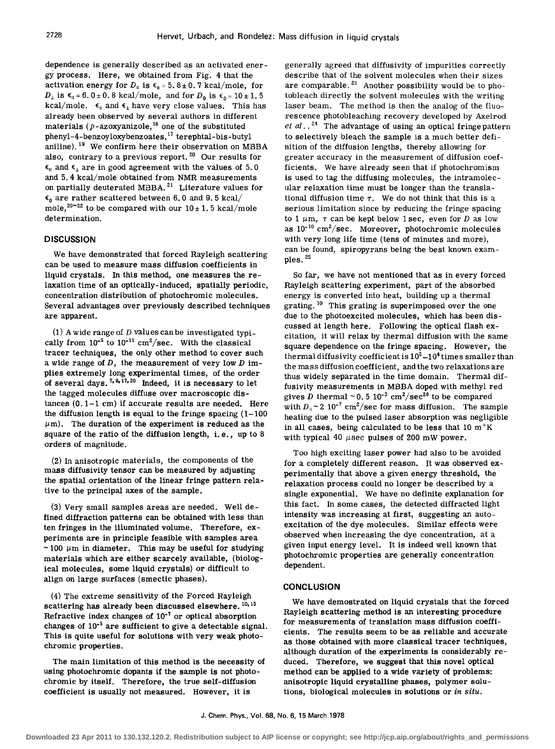dependence is generally described as an activated energy process. Here, we obtained from Fig. 4 that the activation energy for $D_{\parallel}$ is $\epsilon_{\parallel} = 5.8 \pm 0.7$ kcal/mole, for $D_{\perp}$ is $\epsilon_{\parallel} = 6.0 \pm 0.8$ kcal/mole, and for $D_0$ is $\epsilon_0 = 10 \pm 1.5$ kcal/mole. $\epsilon_{\parallel}$ and $\epsilon_{\perp}$ have very close values. This has already been observed by several authors in different materials (*p*-azoxyanizole,[18] one of the substituted phenyl-4-benzoyloxybenzoates,[17] terephtal-bis-butyl aniline).[19] We confirm here their observation on MBBA also, contrary to a previous report.[20] Our results for $\epsilon_{\parallel}$ and $\epsilon_{\perp}$ are in good agreement with the values of 5.0 and 5.4 kcal/mole obtained from NMR measurements on partially deuterated MBBA.[21] Literature values for $\epsilon_0$ are rather scattered between 6.0 and 9.5 kcal/mole,[20-22] to be compared with our $10 \pm 1.5$ kcal/mole determination.

## DISCUSSION

We have demonstrated that forced Rayleigh scattering can be used to measure mass diffusion coefficients in liquid crystals. In this method, one measures the relaxation time of an optically-induced, spatially periodic, concentration distribution of photochromic molecules. Several advantages over previously described techniques are apparent.

(1) A wide range of $D$ values can be investigated typically from $10^{-5}$ to $10^{-11}$ cm$^2$/sec. With the classical tracer techniques, the only other method to cover such a wide range of $D$, the measurement of very low $D$ implies extremely long experimental times, of the order of several days.[7,9,17,20] Indeed, it is necessary to let the tagged molecules diffuse over macroscopic distances (0.1–1 cm) if accurate results are needed. Here the diffusion length is equal to the fringe spacing (1–100 $\mu$m). The duration of the experiment is reduced as the square of the ratio of the diffusion length, i.e., up to 8 orders of magnitude.

(2) In anisotropic materials, the components of the mass diffusivity tensor can be measured by adjusting the spatial orientation of the linear fringe pattern relative to the principal axes of the sample.

(3) Very small samples areas are needed. Well defined diffraction patterns can be obtained with less than ten fringes in the illuminated volume. Therefore, experiments are in principle feasible with samples area ~100 $\mu$m in diameter. This may be useful for studying materials which are either scarcely available, (biological molecules, some liquid crystals) or difficult to align on large surfaces (smectic phases).

(4) The extreme sensitivity of the Forced Rayleigh scattering has already been discussed elsewhere.[10,15] Refractive index changes of $10^{-7}$ or optical absorption changes of $10^{-5}$ are sufficient to give a detectable signal. This is quite useful for solutions with very weak photochromic properties.

The main limitation of this method is the necessity of using photochromic dopants if the sample is not photochromic by itself. Therefore, the true self-diffusion coefficient is usually not measured. However, it is generally agreed that diffusivity of impurities correctly describe that of the solvent molecules when their sizes are comparable.[23] Another possibility would be to photobleach directly the solvent molecules with the writing laser beam. The method is then the analog of the fluorescence photobleaching recovery developed by Axelrod *et al.*.[24] The advantage of using an optical fringe pattern to selectively bleach the sample is a much better definition of the diffusion lengths, thereby allowing for greater accuracy in the measurement of diffusion coefficients. We have already seen that if photochromism is used to tag the diffusing molecules, the intramolecular relaxation time must be longer than the translational diffusion time $\tau$. We do not think that this is a serious limitation since by reducing the fringe spacing to 1 $\mu$m, $\tau$ can be kept below 1 sec, even for $D$ as low as $10^{-10}$ cm$^2$/sec. Moreover, photochromic molecules with very long life time (tens of minutes and more), can be found, spiropyrans being the best known examples.[25]

So far, we have not mentioned that as in every forced Rayleigh scattering experiment, part of the absorbed energy is converted into heat, building up a thermal grating.[10] This grating is superimposed over the one due to the photoexcited molecules, which has been discussed at length here. Following the optical flash excitation, it will relax by thermal diffusion with the same square dependence on the fringe spacing. However, the thermal diffusivity coefficient is $10^2$–$10^4$ times smaller than the mass diffusion coefficient, and the two relaxations are thus widely separated in the time domain. Thermal diffusivity measurements in MBBA doped with methyl red gives $D$ thermal ~ 0.5 $10^{-3}$ cm$^2$/sec[26] to be compared with $D_{\parallel} \sim 2\ 10^{-7}$ cm$^2$/sec for mass diffusion. The sample heating due to the pulsed laser absorption was negligible in all cases, being calculated to be less that 10 m°K with typical 40 $\mu$sec pulses of 200 mW power.

Too high exciting laser power had also to be avoided for a completely different reason. It was observed experimentally that above a given energy threshold, the relaxation process could no longer be described by a single exponential. We have no definite explanation for this fact. In some cases, the detected diffracted light intensity was increasing at first, suggesting an autoexcitation of the dye molecules. Similar effects were observed when increasing the dye concentration, at a given input energy level. It is indeed well known that photochromic properties are generally concentration dependent.

## CONCLUSION

We have demostrated on liquid crystals that the forced Rayleigh scattering method is an interesting procedure for measurements of translation mass diffusion coefficients. The results seem to be as reliable and accurate as those obtained with more classical tracer techniques, although duration of the experiments is considerably reduced. Therefore, we suggest that this novel optical method can be applied to a wide variety of problems: anisotropic liquid crystalline phases, polymer solutions, biological molecules in solutions or *in situ*.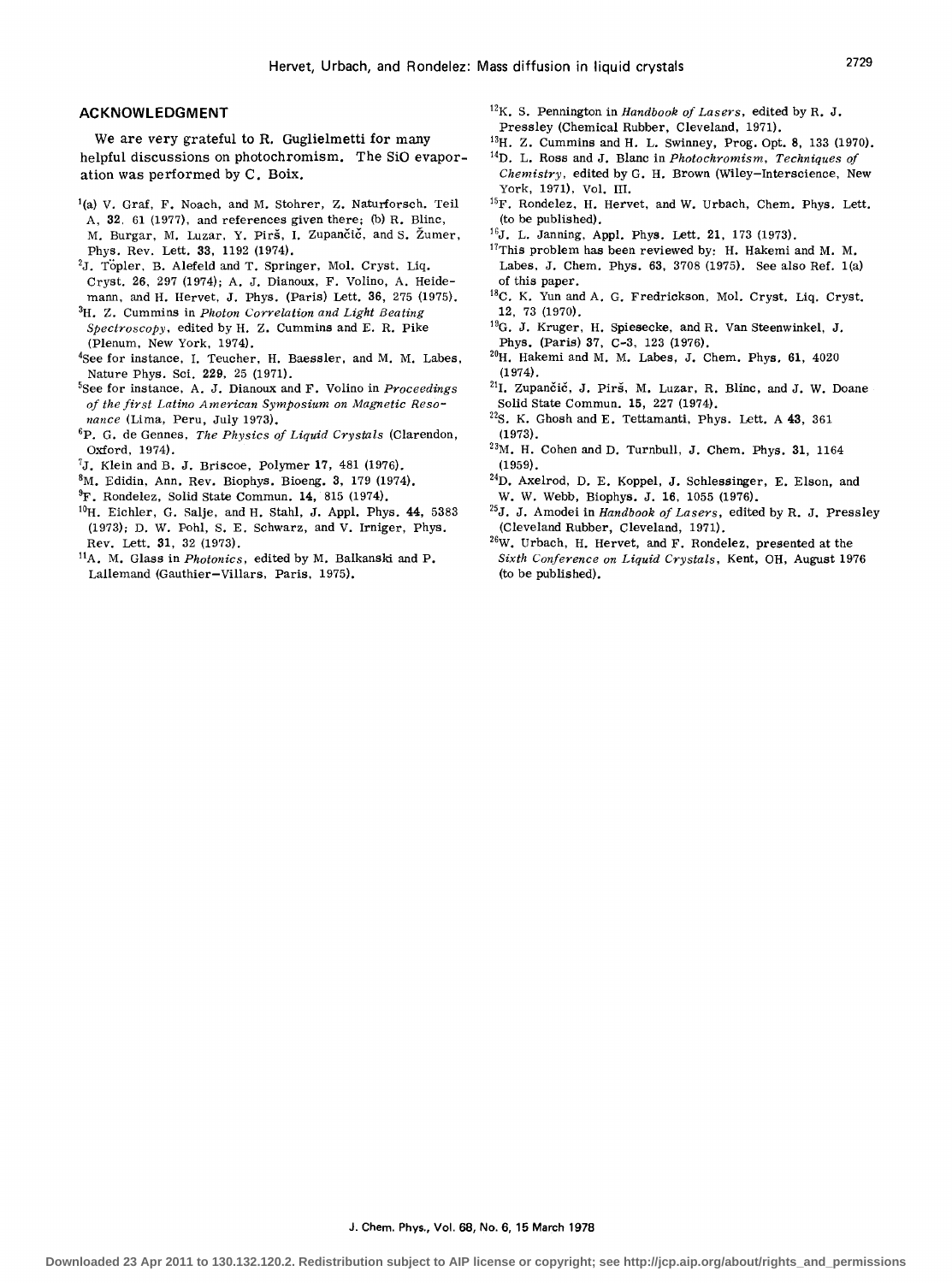## ACKNOWLEDGMENT

We are very grateful to R. Guglielmetti for many helpful discussions on photochromism. The SiO evaporation was performed by C. Boix.

[1](a) V. Graf, F. Noach, and M. Stohrer, Z. Naturforsch. Teil A, **32**, 61 (1977), and references given there; (b) R. Blinc, M. Burgar, M. Luzar, Y. Pirš, I. Zupančič, and S. Žumer, Phys. Rev. Lett. **33**, 1192 (1974).

[2]J. Töpler, B. Alefeld and T. Springer, Mol. Cryst. Liq. Cryst. **26**, 297 (1974); A. J. Dianoux, F. Volino, A. Heidemann, and H. Hervet, J. Phys. (Paris) Lett. **36**, 275 (1975).

[3]H. Z. Cummins in *Photon Correlation and Light Beating Spectroscopy*, edited by H. Z. Cummins and E. R. Pike (Plenum, New York, 1974).

[4]See for instance, I. Teucher, H. Baessler, and M. M. Labes, Nature Phys. Sci. **229**, 25 (1971).

[5]See for instance, A. J. Dianoux and F. Volino in *Proceedings of the first Latino American Symposium on Magnetic Resonance* (Lima, Peru, July 1973).

[6]P. G. de Gennes, *The Physics of Liquid Crystals* (Clarendon, Oxford, 1974).

[7]J. Klein and B. J. Briscoe, Polymer **17**, 481 (1976).

[8]M. Edidin, Ann. Rev. Biophys. Bioeng. **3**, 179 (1974).

[9]F. Rondelez, Solid State Commun. **14**, 815 (1974).

[10]H. Eichler, G. Salje, and H. Stahl, J. Appl. Phys. **44**, 5383 (1973); D. W. Pohl, S. E. Schwarz, and V. Irniger, Phys. Rev. Lett. **31**, 32 (1973).

[11]A. M. Glass in *Photonics*, edited by M. Balkanski and P. Lallemand (Gauthier–Villars, Paris, 1975).

[12]K. S. Pennington in *Handbook of Lasers*, edited by R. J. Pressley (Chemical Rubber, Cleveland, 1971).

[13]H. Z. Cummins and H. L. Swinney, Prog. Opt. **8**, 133 (1970).

[14]D. L. Ross and J. Blanc in *Photochromism, Techniques of Chemistry*, edited by G. H. Brown (Wiley–Interscience, New York, 1971), Vol. III.

[15]F. Rondelez, H. Hervet, and W. Urbach, Chem. Phys. Lett. (to be published).

[16]J. L. Janning, Appl. Phys. Lett. **21**, 173 (1973).

[17]This problem has been reviewed by: H. Hakemi and M. M. Labes, J. Chem. Phys. **63**, 3708 (1975). See also Ref. 1(a) of this paper.

[18]C. K. Yun and A. G. Fredrickson, Mol. Cryst. Liq. Cryst. **12**, 73 (1970).

[19]G. J. Kruger, H. Spiesecke, and R. Van Steenwinkel, J. Phys. (Paris) **37**, C-3, 123 (1976).

[20]H. Hakemi and M. M. Labes, J. Chem. Phys. **61**, 4020 (1974).

[21]I. Zupančič, J. Pirš, M. Luzar, R. Blinc, and J. W. Doane Solid State Commun. **15**, 227 (1974).

[22]S. K. Ghosh and E. Tettamanti, Phys. Lett. A **43**, 361 (1973).

[23]M. H. Cohen and D. Turnbull, J. Chem. Phys. **31**, 1164 (1959).

[24]D. Axelrod, D. E. Koppel, J. Schlessinger, E. Elson, and W. W. Webb, Biophys. J. **16**, 1055 (1976).

[25]J. J. Amodei in *Handbook of Lasers*, edited by R. J. Pressley (Cleveland Rubber, Cleveland, 1971).

[26]W. Urbach, H. Hervet, and F. Rondelez, presented at the *Sixth Conference on Liquid Crystals*, Kent, OH, August 1976 (to be published).